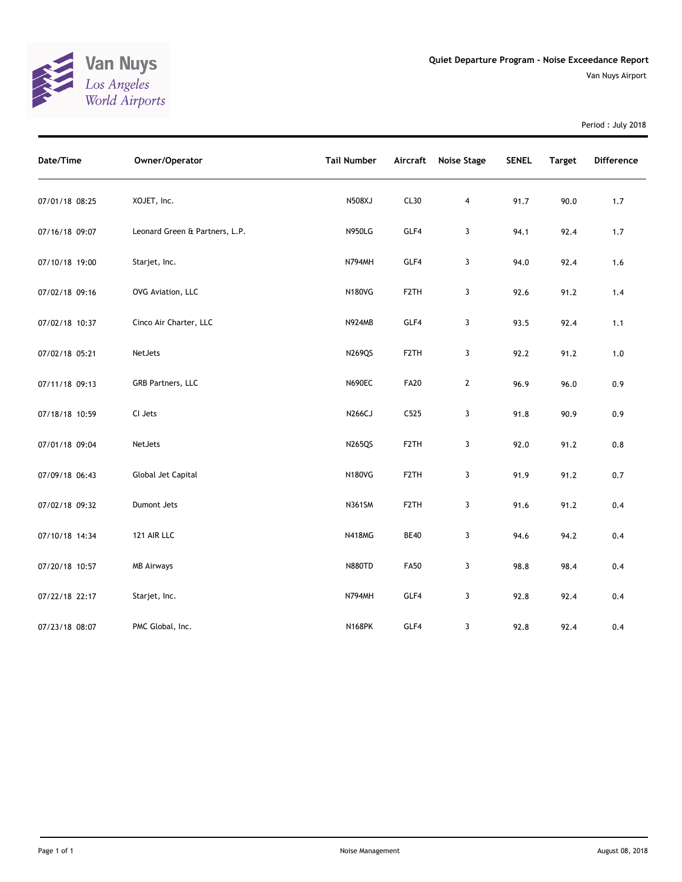Van Nuys
Los Angeles World Airports

# Quiet Departure Program - Noise Exceedance Report

Van Nuys Airport

Period : July 2018

| Date/Time | Owner/Operator | Tail Number | Aircraft | Noise Stage | SENEL | Target | Difference |
|---|---|---|---|---|---|---|---|
| 07/01/18 08:25 | XOJET, Inc. | N508XJ | CL30 | 4 | 91.7 | 90.0 | 1.7 |
| 07/16/18 09:07 | Leonard Green & Partners, L.P. | N950LG | GLF4 | 3 | 94.1 | 92.4 | 1.7 |
| 07/10/18 19:00 | Starjet, Inc. | N794MH | GLF4 | 3 | 94.0 | 92.4 | 1.6 |
| 07/02/18 09:16 | OVG Aviation, LLC | N180VG | F2TH | 3 | 92.6 | 91.2 | 1.4 |
| 07/02/18 10:37 | Cinco Air Charter, LLC | N924MB | GLF4 | 3 | 93.5 | 92.4 | 1.1 |
| 07/02/18 05:21 | NetJets | N269QS | F2TH | 3 | 92.2 | 91.2 | 1.0 |
| 07/11/18 09:13 | GRB Partners, LLC | N690EC | FA20 | 2 | 96.9 | 96.0 | 0.9 |
| 07/18/18 10:59 | CI Jets | N266CJ | C525 | 3 | 91.8 | 90.9 | 0.9 |
| 07/01/18 09:04 | NetJets | N265QS | F2TH | 3 | 92.0 | 91.2 | 0.8 |
| 07/09/18 06:43 | Global Jet Capital | N180VG | F2TH | 3 | 91.9 | 91.2 | 0.7 |
| 07/02/18 09:32 | Dumont Jets | N361SM | F2TH | 3 | 91.6 | 91.2 | 0.4 |
| 07/10/18 14:34 | 121 AIR LLC | N418MG | BE40 | 3 | 94.6 | 94.2 | 0.4 |
| 07/20/18 10:57 | MB Airways | N880TD | FA50 | 3 | 98.8 | 98.4 | 0.4 |
| 07/22/18 22:17 | Starjet, Inc. | N794MH | GLF4 | 3 | 92.8 | 92.4 | 0.4 |
| 07/23/18 08:07 | PMC Global, Inc. | N168PK | GLF4 | 3 | 92.8 | 92.4 | 0.4 |

Noise Management

August 08, 2018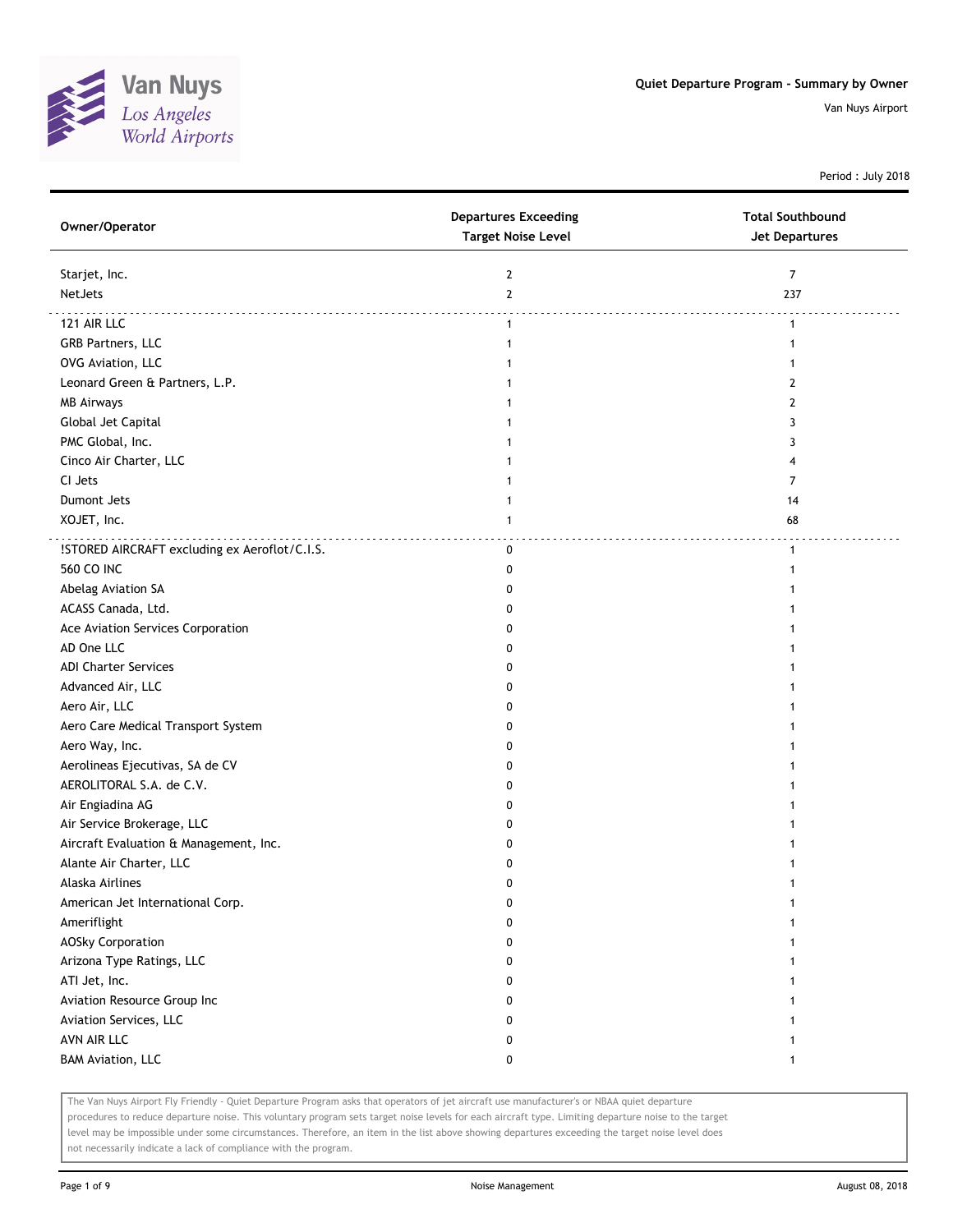Van Nuys
Los Angeles
World Airports

**Quiet Departure Program - Summary by Owner**

Van Nuys Airport

Period : July 2018

| Owner/Operator | Departures Exceeding Target Noise Level | Total Southbound Jet Departures |
|---|---|---|
| Starjet, Inc. | 2 | 7 |
| NetJets | 2 | 237 |
| 121 AIR LLC | 1 | 1 |
| GRB Partners, LLC | 1 | 1 |
| OVG Aviation, LLC | 1 | 1 |
| Leonard Green & Partners, L.P. | 1 | 2 |
| MB Airways | 1 | 2 |
| Global Jet Capital | 1 | 3 |
| PMC Global, Inc. | 1 | 3 |
| Cinco Air Charter, LLC | 1 | 4 |
| CI Jets | 1 | 7 |
| Dumont Jets | 1 | 14 |
| XOJET, Inc. | 1 | 68 |
| !STORED AIRCRAFT excluding ex Aeroflot/C.I.S. | 0 | 1 |
| 560 CO INC | 0 | 1 |
| Abelag Aviation SA | 0 | 1 |
| ACASS Canada, Ltd. | 0 | 1 |
| Ace Aviation Services Corporation | 0 | 1 |
| AD One LLC | 0 | 1 |
| ADI Charter Services | 0 | 1 |
| Advanced Air, LLC | 0 | 1 |
| Aero Air, LLC | 0 | 1 |
| Aero Care Medical Transport System | 0 | 1 |
| Aero Way, Inc. | 0 | 1 |
| Aerolineas Ejecutivas, SA de CV | 0 | 1 |
| AEROLITORAL S.A. de C.V. | 0 | 1 |
| Air Engiadina AG | 0 | 1 |
| Air Service Brokerage, LLC | 0 | 1 |
| Aircraft Evaluation & Management, Inc. | 0 | 1 |
| Alante Air Charter, LLC | 0 | 1 |
| Alaska Airlines | 0 | 1 |
| American Jet International Corp. | 0 | 1 |
| Ameriflight | 0 | 1 |
| AOSky Corporation | 0 | 1 |
| Arizona Type Ratings, LLC | 0 | 1 |
| ATI Jet, Inc. | 0 | 1 |
| Aviation Resource Group Inc | 0 | 1 |
| Aviation Services, LLC | 0 | 1 |
| AVN AIR LLC | 0 | 1 |
| BAM Aviation, LLC | 0 | 1 |

The Van Nuys Airport Fly Friendly - Quiet Departure Program asks that operators of jet aircraft use manufacturer's or NBAA quiet departure procedures to reduce departure noise. This voluntary program sets target noise levels for each aircraft type. Limiting departure noise to the target level may be impossible under some circumstances. Therefore, an item in the list above showing departures exceeding the target noise level does not necessarily indicate a lack of compliance with the program.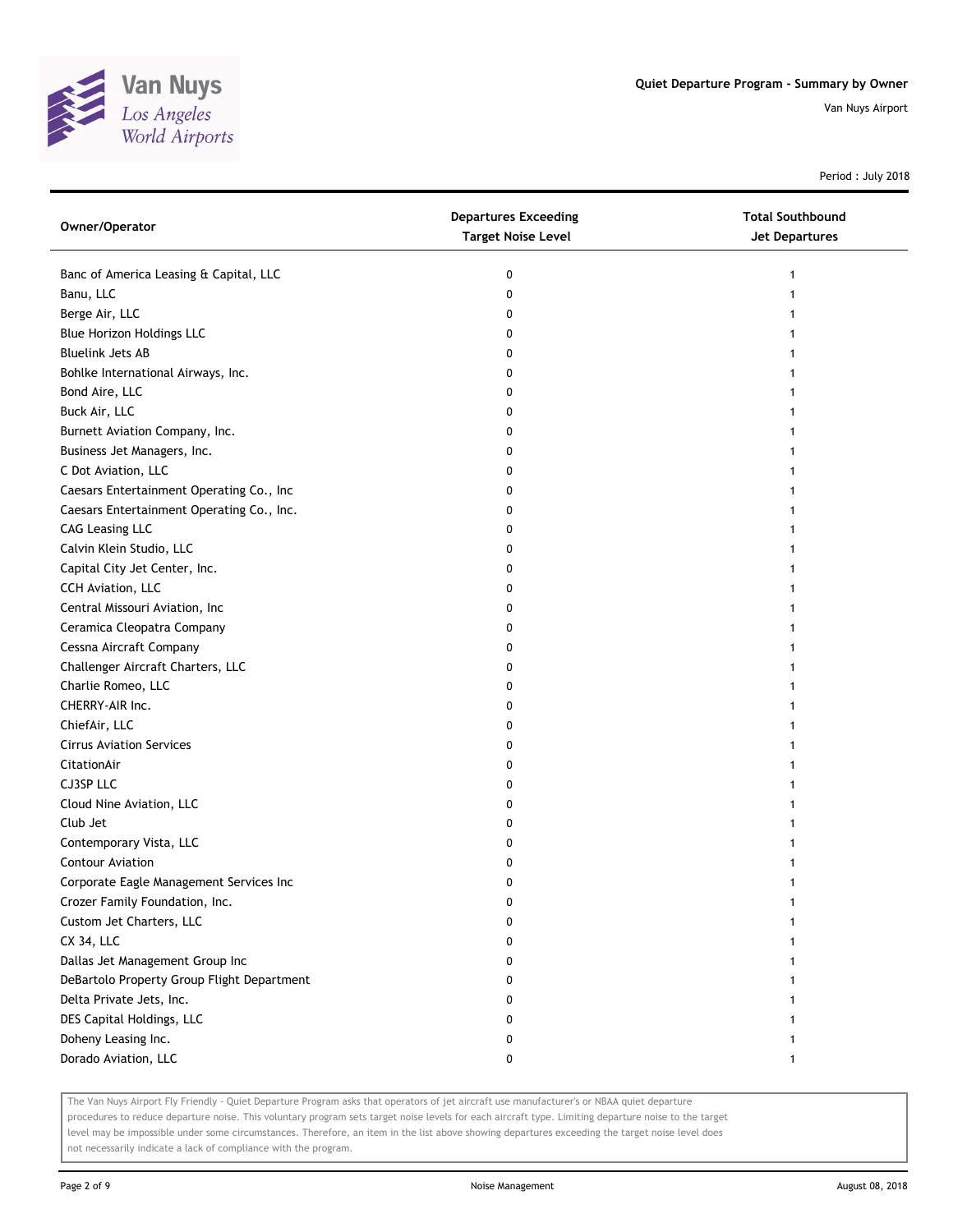Quiet Departure Program - Summary by Owner

Van Nuys Airport

Period : July 2018

| Owner/Operator | Departures Exceeding Target Noise Level | Total Southbound Jet Departures |
|---|---|---|
| Banc of America Leasing & Capital, LLC | 0 | 1 |
| Banu, LLC | 0 | 1 |
| Berge Air, LLC | 0 | 1 |
| Blue Horizon Holdings LLC | 0 | 1 |
| Bluelink Jets AB | 0 | 1 |
| Bohlke International Airways, Inc. | 0 | 1 |
| Bond Aire, LLC | 0 | 1 |
| Buck Air, LLC | 0 | 1 |
| Burnett Aviation Company, Inc. | 0 | 1 |
| Business Jet Managers, Inc. | 0 | 1 |
| C Dot Aviation, LLC | 0 | 1 |
| Caesars Entertainment Operating Co., Inc | 0 | 1 |
| Caesars Entertainment Operating Co., Inc. | 0 | 1 |
| CAG Leasing LLC | 0 | 1 |
| Calvin Klein Studio, LLC | 0 | 1 |
| Capital City Jet Center, Inc. | 0 | 1 |
| CCH Aviation, LLC | 0 | 1 |
| Central Missouri Aviation, Inc | 0 | 1 |
| Ceramica Cleopatra Company | 0 | 1 |
| Cessna Aircraft Company | 0 | 1 |
| Challenger Aircraft Charters, LLC | 0 | 1 |
| Charlie Romeo, LLC | 0 | 1 |
| CHERRY-AIR Inc. | 0 | 1 |
| ChiefAir, LLC | 0 | 1 |
| Cirrus Aviation Services | 0 | 1 |
| CitationAir | 0 | 1 |
| CJ3SP LLC | 0 | 1 |
| Cloud Nine Aviation, LLC | 0 | 1 |
| Club Jet | 0 | 1 |
| Contemporary Vista, LLC | 0 | 1 |
| Contour Aviation | 0 | 1 |
| Corporate Eagle Management Services Inc | 0 | 1 |
| Crozer Family Foundation, Inc. | 0 | 1 |
| Custom Jet Charters, LLC | 0 | 1 |
| CX 34, LLC | 0 | 1 |
| Dallas Jet Management Group Inc | 0 | 1 |
| DeBartolo Property Group Flight Department | 0 | 1 |
| Delta Private Jets, Inc. | 0 | 1 |
| DES Capital Holdings, LLC | 0 | 1 |
| Doheny Leasing Inc. | 0 | 1 |
| Dorado Aviation, LLC | 0 | 1 |

The Van Nuys Airport Fly Friendly - Quiet Departure Program asks that operators of jet aircraft use manufacturer's or NBAA quiet departure procedures to reduce departure noise. This voluntary program sets target noise levels for each aircraft type. Limiting departure noise to the target level may be impossible under some circumstances. Therefore, an item in the list above showing departures exceeding the target noise level does not necessarily indicate a lack of compliance with the program.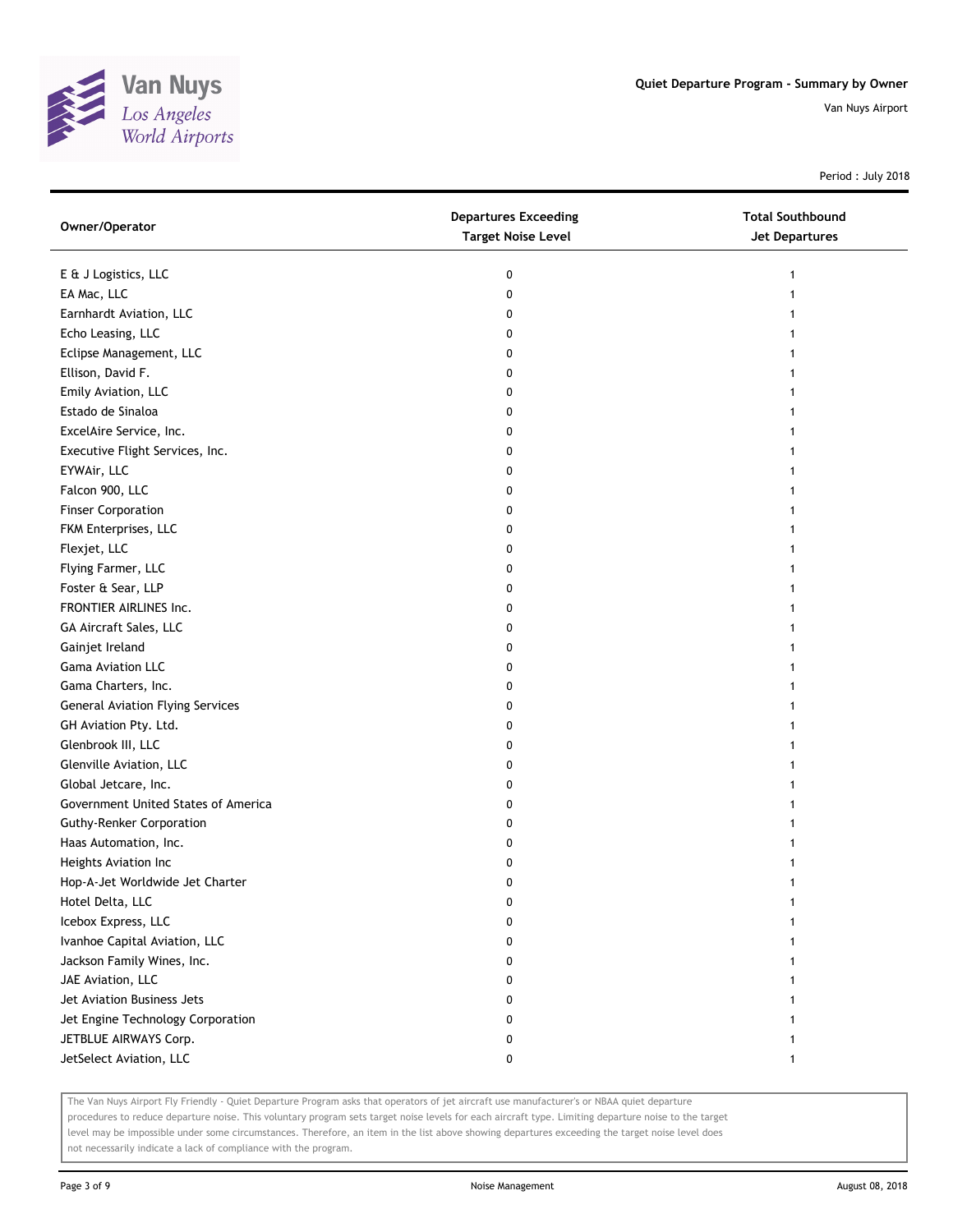Quiet Departure Program - Summary by Owner

Van Nuys Airport

Period : July 2018

| Owner/Operator | Departures Exceeding Target Noise Level | Total Southbound Jet Departures |
| --- | --- | --- |
| E & J Logistics, LLC | 0 | 1 |
| EA Mac, LLC | 0 | 1 |
| Earnhardt Aviation, LLC | 0 | 1 |
| Echo Leasing, LLC | 0 | 1 |
| Eclipse Management, LLC | 0 | 1 |
| Ellison, David F. | 0 | 1 |
| Emily Aviation, LLC | 0 | 1 |
| Estado de Sinaloa | 0 | 1 |
| ExcelAire Service, Inc. | 0 | 1 |
| Executive Flight Services, Inc. | 0 | 1 |
| EYWAir, LLC | 0 | 1 |
| Falcon 900, LLC | 0 | 1 |
| Finser Corporation | 0 | 1 |
| FKM Enterprises, LLC | 0 | 1 |
| Flexjet, LLC | 0 | 1 |
| Flying Farmer, LLC | 0 | 1 |
| Foster & Sear, LLP | 0 | 1 |
| FRONTIER AIRLINES Inc. | 0 | 1 |
| GA Aircraft Sales, LLC | 0 | 1 |
| Gainjet Ireland | 0 | 1 |
| Gama Aviation LLC | 0 | 1 |
| Gama Charters, Inc. | 0 | 1 |
| General Aviation Flying Services | 0 | 1 |
| GH Aviation Pty. Ltd. | 0 | 1 |
| Glenbrook III, LLC | 0 | 1 |
| Glenville Aviation, LLC | 0 | 1 |
| Global Jetcare, Inc. | 0 | 1 |
| Government United States of America | 0 | 1 |
| Guthy-Renker Corporation | 0 | 1 |
| Haas Automation, Inc. | 0 | 1 |
| Heights Aviation Inc | 0 | 1 |
| Hop-A-Jet Worldwide Jet Charter | 0 | 1 |
| Hotel Delta, LLC | 0 | 1 |
| Icebox Express, LLC | 0 | 1 |
| Ivanhoe Capital Aviation, LLC | 0 | 1 |
| Jackson Family Wines, Inc. | 0 | 1 |
| JAE Aviation, LLC | 0 | 1 |
| Jet Aviation Business Jets | 0 | 1 |
| Jet Engine Technology Corporation | 0 | 1 |
| JETBLUE AIRWAYS Corp. | 0 | 1 |
| JetSelect Aviation, LLC | 0 | 1 |

The Van Nuys Airport Fly Friendly - Quiet Departure Program asks that operators of jet aircraft use manufacturer's or NBAA quiet departure procedures to reduce departure noise. This voluntary program sets target noise levels for each aircraft type. Limiting departure noise to the target level may be impossible under some circumstances. Therefore, an item in the list above showing departures exceeding the target noise level does not necessarily indicate a lack of compliance with the program.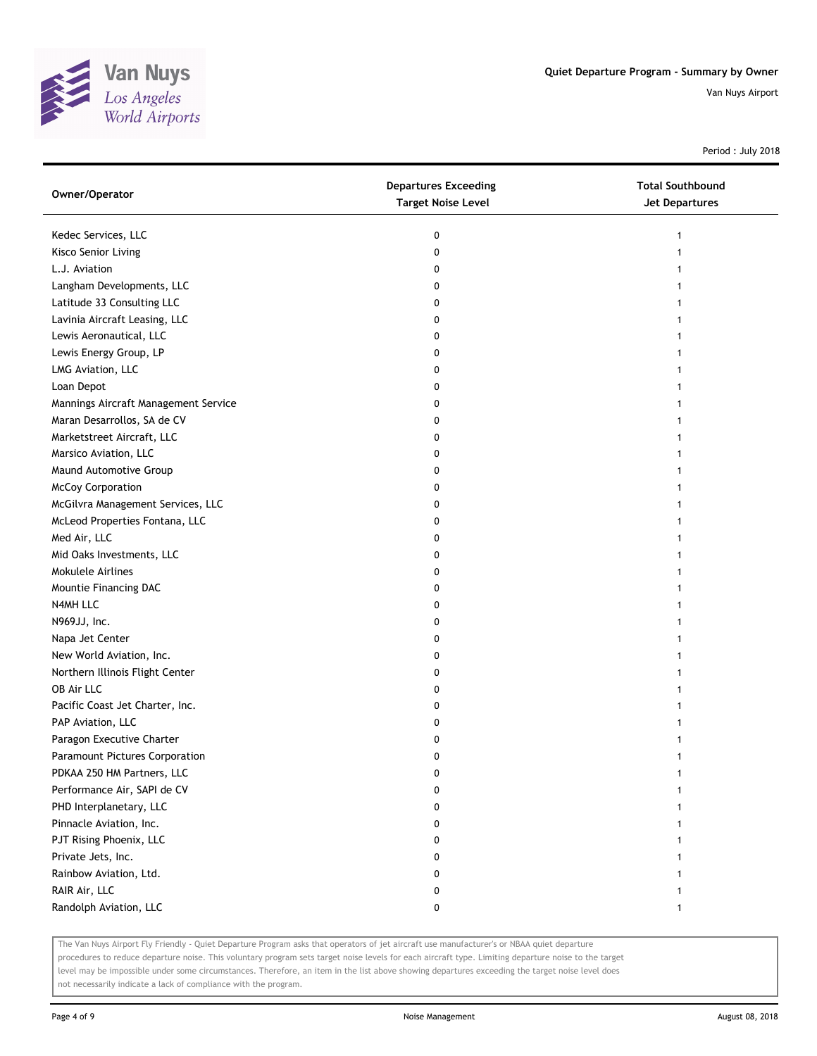Quiet Departure Program - Summary by Owner

Van Nuys Airport

Period : July 2018

| Owner/Operator | Departures Exceeding Target Noise Level | Total Southbound Jet Departures |
| --- | --- | --- |
| Kedec Services, LLC | 0 | 1 |
| Kisco Senior Living | 0 | 1 |
| L.J. Aviation | 0 | 1 |
| Langham Developments, LLC | 0 | 1 |
| Latitude 33 Consulting LLC | 0 | 1 |
| Lavinia Aircraft Leasing, LLC | 0 | 1 |
| Lewis Aeronautical, LLC | 0 | 1 |
| Lewis Energy Group, LP | 0 | 1 |
| LMG Aviation, LLC | 0 | 1 |
| Loan Depot | 0 | 1 |
| Mannings Aircraft Management Service | 0 | 1 |
| Maran Desarrollos, SA de CV | 0 | 1 |
| Marketstreet Aircraft, LLC | 0 | 1 |
| Marsico Aviation, LLC | 0 | 1 |
| Maund Automotive Group | 0 | 1 |
| McCoy Corporation | 0 | 1 |
| McGilvra Management Services, LLC | 0 | 1 |
| McLeod Properties Fontana, LLC | 0 | 1 |
| Med Air, LLC | 0 | 1 |
| Mid Oaks Investments, LLC | 0 | 1 |
| Mokulele Airlines | 0 | 1 |
| Mountie Financing DAC | 0 | 1 |
| N4MH LLC | 0 | 1 |
| N969JJ, Inc. | 0 | 1 |
| Napa Jet Center | 0 | 1 |
| New World Aviation, Inc. | 0 | 1 |
| Northern Illinois Flight Center | 0 | 1 |
| OB Air LLC | 0 | 1 |
| Pacific Coast Jet Charter, Inc. | 0 | 1 |
| PAP Aviation, LLC | 0 | 1 |
| Paragon Executive Charter | 0 | 1 |
| Paramount Pictures Corporation | 0 | 1 |
| PDKAA 250 HM Partners, LLC | 0 | 1 |
| Performance Air, SAPI de CV | 0 | 1 |
| PHD Interplanetary, LLC | 0 | 1 |
| Pinnacle Aviation, Inc. | 0 | 1 |
| PJT Rising Phoenix, LLC | 0 | 1 |
| Private Jets, Inc. | 0 | 1 |
| Rainbow Aviation, Ltd. | 0 | 1 |
| RAIR Air, LLC | 0 | 1 |
| Randolph Aviation, LLC | 0 | 1 |

The Van Nuys Airport Fly Friendly - Quiet Departure Program asks that operators of jet aircraft use manufacturer's or NBAA quiet departure procedures to reduce departure noise. This voluntary program sets target noise levels for each aircraft type. Limiting departure noise to the target level may be impossible under some circumstances. Therefore, an item in the list above showing departures exceeding the target noise level does not necessarily indicate a lack of compliance with the program.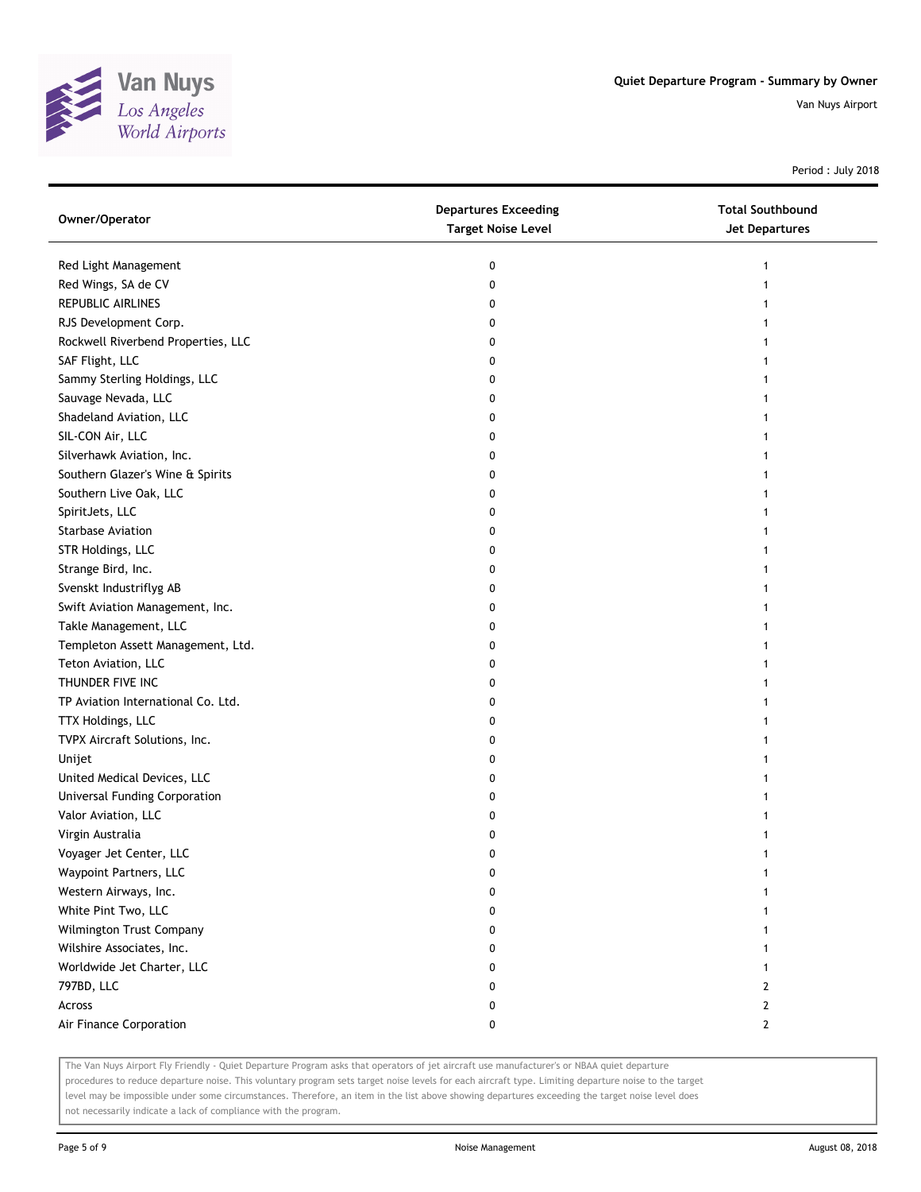Quiet Departure Program - Summary by Owner

Van Nuys Airport

Period : July 2018

| Owner/Operator | Departures Exceeding Target Noise Level | Total Southbound Jet Departures |
|---|---|---|
| Red Light Management | 0 | 1 |
| Red Wings, SA de CV | 0 | 1 |
| REPUBLIC AIRLINES | 0 | 1 |
| RJS Development Corp. | 0 | 1 |
| Rockwell Riverbend Properties, LLC | 0 | 1 |
| SAF Flight, LLC | 0 | 1 |
| Sammy Sterling Holdings, LLC | 0 | 1 |
| Sauvage Nevada, LLC | 0 | 1 |
| Shadeland Aviation, LLC | 0 | 1 |
| SIL-CON Air, LLC | 0 | 1 |
| Silverhawk Aviation, Inc. | 0 | 1 |
| Southern Glazer's Wine & Spirits | 0 | 1 |
| Southern Live Oak, LLC | 0 | 1 |
| SpiritJets, LLC | 0 | 1 |
| Starbase Aviation | 0 | 1 |
| STR Holdings, LLC | 0 | 1 |
| Strange Bird, Inc. | 0 | 1 |
| Svenskt Industriflyg AB | 0 | 1 |
| Swift Aviation Management, Inc. | 0 | 1 |
| Takle Management, LLC | 0 | 1 |
| Templeton Assett Management, Ltd. | 0 | 1 |
| Teton Aviation, LLC | 0 | 1 |
| THUNDER FIVE INC | 0 | 1 |
| TP Aviation International Co. Ltd. | 0 | 1 |
| TTX Holdings, LLC | 0 | 1 |
| TVPX Aircraft Solutions, Inc. | 0 | 1 |
| Unijet | 0 | 1 |
| United Medical Devices, LLC | 0 | 1 |
| Universal Funding Corporation | 0 | 1 |
| Valor Aviation, LLC | 0 | 1 |
| Virgin Australia | 0 | 1 |
| Voyager Jet Center, LLC | 0 | 1 |
| Waypoint Partners, LLC | 0 | 1 |
| Western Airways, Inc. | 0 | 1 |
| White Pint Two, LLC | 0 | 1 |
| Wilmington Trust Company | 0 | 1 |
| Wilshire Associates, Inc. | 0 | 1 |
| Worldwide Jet Charter, LLC | 0 | 1 |
| 797BD, LLC | 0 | 2 |
| Across | 0 | 2 |
| Air Finance Corporation | 0 | 2 |

The Van Nuys Airport Fly Friendly - Quiet Departure Program asks that operators of jet aircraft use manufacturer's or NBAA quiet departure procedures to reduce departure noise. This voluntary program sets target noise levels for each aircraft type. Limiting departure noise to the target level may be impossible under some circumstances. Therefore, an item in the list above showing departures exceeding the target noise level does not necessarily indicate a lack of compliance with the program.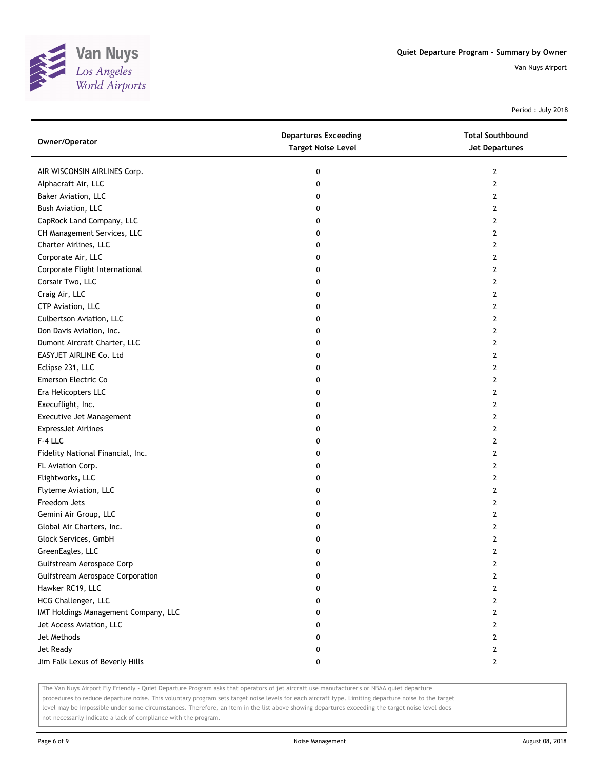Quiet Departure Program - Summary by Owner

Van Nuys Airport

Period : July 2018

| Owner/Operator | Departures Exceeding Target Noise Level | Total Southbound Jet Departures |
|---|---|---|
| AIR WISCONSIN AIRLINES Corp. | 0 | 2 |
| Alphacraft Air, LLC | 0 | 2 |
| Baker Aviation, LLC | 0 | 2 |
| Bush Aviation, LLC | 0 | 2 |
| CapRock Land Company, LLC | 0 | 2 |
| CH Management Services, LLC | 0 | 2 |
| Charter Airlines, LLC | 0 | 2 |
| Corporate Air, LLC | 0 | 2 |
| Corporate Flight International | 0 | 2 |
| Corsair Two, LLC | 0 | 2 |
| Craig Air, LLC | 0 | 2 |
| CTP Aviation, LLC | 0 | 2 |
| Culbertson Aviation, LLC | 0 | 2 |
| Don Davis Aviation, Inc. | 0 | 2 |
| Dumont Aircraft Charter, LLC | 0 | 2 |
| EASYJET AIRLINE Co. Ltd | 0 | 2 |
| Eclipse 231, LLC | 0 | 2 |
| Emerson Electric Co | 0 | 2 |
| Era Helicopters LLC | 0 | 2 |
| Execuflight, Inc. | 0 | 2 |
| Executive Jet Management | 0 | 2 |
| ExpressJet Airlines | 0 | 2 |
| F-4 LLC | 0 | 2 |
| Fidelity National Financial, Inc. | 0 | 2 |
| FL Aviation Corp. | 0 | 2 |
| Flightworks, LLC | 0 | 2 |
| Flyteme Aviation, LLC | 0 | 2 |
| Freedom Jets | 0 | 2 |
| Gemini Air Group, LLC | 0 | 2 |
| Global Air Charters, Inc. | 0 | 2 |
| Glock Services, GmbH | 0 | 2 |
| GreenEagles, LLC | 0 | 2 |
| Gulfstream Aerospace Corp | 0 | 2 |
| Gulfstream Aerospace Corporation | 0 | 2 |
| Hawker RC19, LLC | 0 | 2 |
| HCG Challenger, LLC | 0 | 2 |
| IMT Holdings Management Company, LLC | 0 | 2 |
| Jet Access Aviation, LLC | 0 | 2 |
| Jet Methods | 0 | 2 |
| Jet Ready | 0 | 2 |
| Jim Falk Lexus of Beverly Hills | 0 | 2 |

The Van Nuys Airport Fly Friendly - Quiet Departure Program asks that operators of jet aircraft use manufacturer's or NBAA quiet departure procedures to reduce departure noise. This voluntary program sets target noise levels for each aircraft type. Limiting departure noise to the target level may be impossible under some circumstances. Therefore, an item in the list above showing departures exceeding the target noise level does not necessarily indicate a lack of compliance with the program.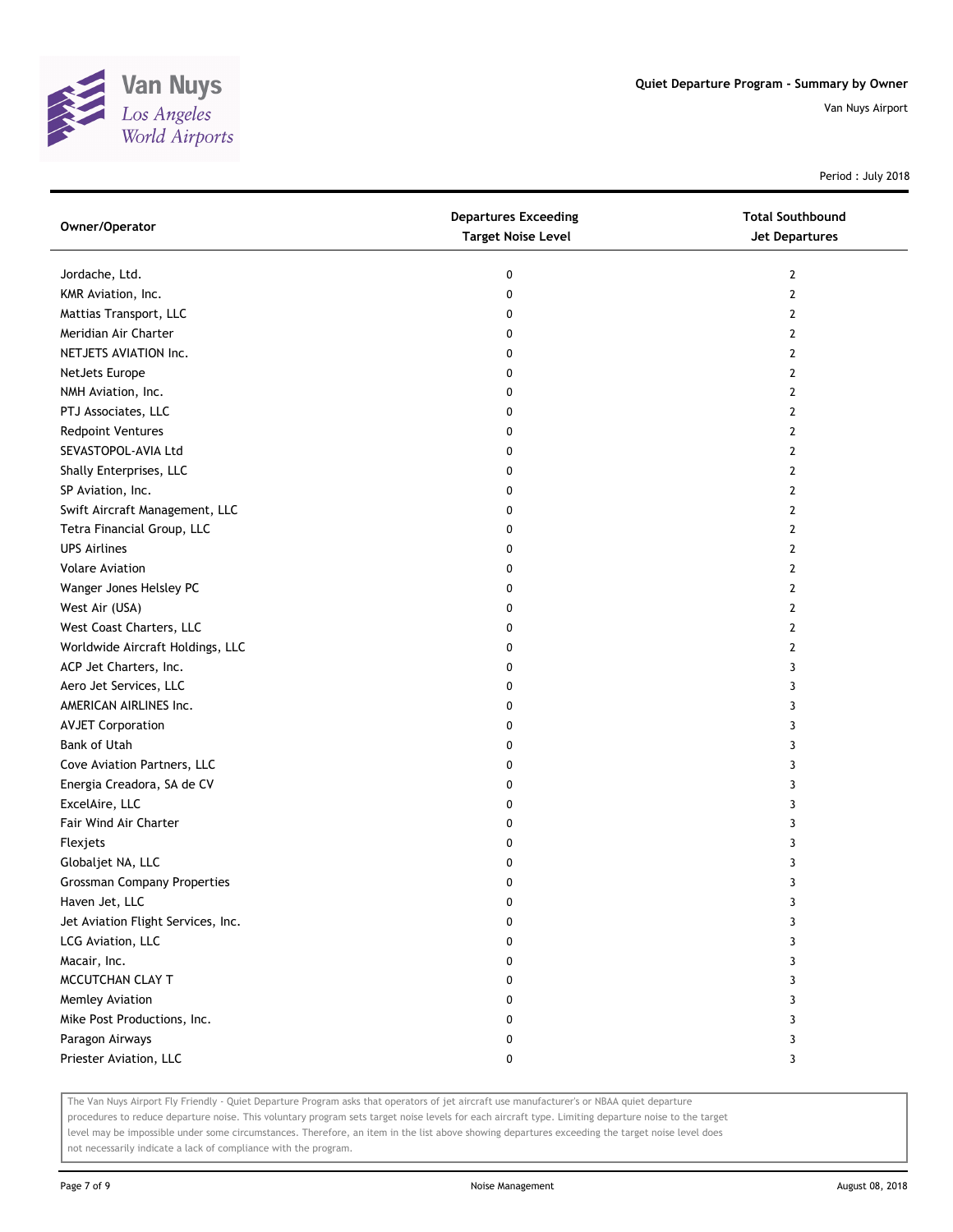Period : July 2018

| Owner/Operator | Departures Exceeding Target Noise Level | Total Southbound Jet Departures |
|---|---|---|
| Jordache, Ltd. | 0 | 2 |
| KMR Aviation, Inc. | 0 | 2 |
| Mattias Transport, LLC | 0 | 2 |
| Meridian Air Charter | 0 | 2 |
| NETJETS AVIATION Inc. | 0 | 2 |
| NetJets Europe | 0 | 2 |
| NMH Aviation, Inc. | 0 | 2 |
| PTJ Associates, LLC | 0 | 2 |
| Redpoint Ventures | 0 | 2 |
| SEVASTOPOL-AVIA Ltd | 0 | 2 |
| Shally Enterprises, LLC | 0 | 2 |
| SP Aviation, Inc. | 0 | 2 |
| Swift Aircraft Management, LLC | 0 | 2 |
| Tetra Financial Group, LLC | 0 | 2 |
| UPS Airlines | 0 | 2 |
| Volare Aviation | 0 | 2 |
| Wanger Jones Helsley PC | 0 | 2 |
| West Air (USA) | 0 | 2 |
| West Coast Charters, LLC | 0 | 2 |
| Worldwide Aircraft Holdings, LLC | 0 | 2 |
| ACP Jet Charters, Inc. | 0 | 3 |
| Aero Jet Services, LLC | 0 | 3 |
| AMERICAN AIRLINES Inc. | 0 | 3 |
| AVJET Corporation | 0 | 3 |
| Bank of Utah | 0 | 3 |
| Cove Aviation Partners, LLC | 0 | 3 |
| Energia Creadora, SA de CV | 0 | 3 |
| ExcelAire, LLC | 0 | 3 |
| Fair Wind Air Charter | 0 | 3 |
| Flexjets | 0 | 3 |
| Globaljet NA, LLC | 0 | 3 |
| Grossman Company Properties | 0 | 3 |
| Haven Jet, LLC | 0 | 3 |
| Jet Aviation Flight Services, Inc. | 0 | 3 |
| LCG Aviation, LLC | 0 | 3 |
| Macair, Inc. | 0 | 3 |
| MCCUTCHAN CLAY T | 0 | 3 |
| Memley Aviation | 0 | 3 |
| Mike Post Productions, Inc. | 0 | 3 |
| Paragon Airways | 0 | 3 |
| Priester Aviation, LLC | 0 | 3 |

The Van Nuys Airport Fly Friendly - Quiet Departure Program asks that operators of jet aircraft use manufacturer's or NBAA quiet departure procedures to reduce departure noise. This voluntary program sets target noise levels for each aircraft type. Limiting departure noise to the target level may be impossible under some circumstances. Therefore, an item in the list above showing departures exceeding the target noise level does not necessarily indicate a lack of compliance with the program.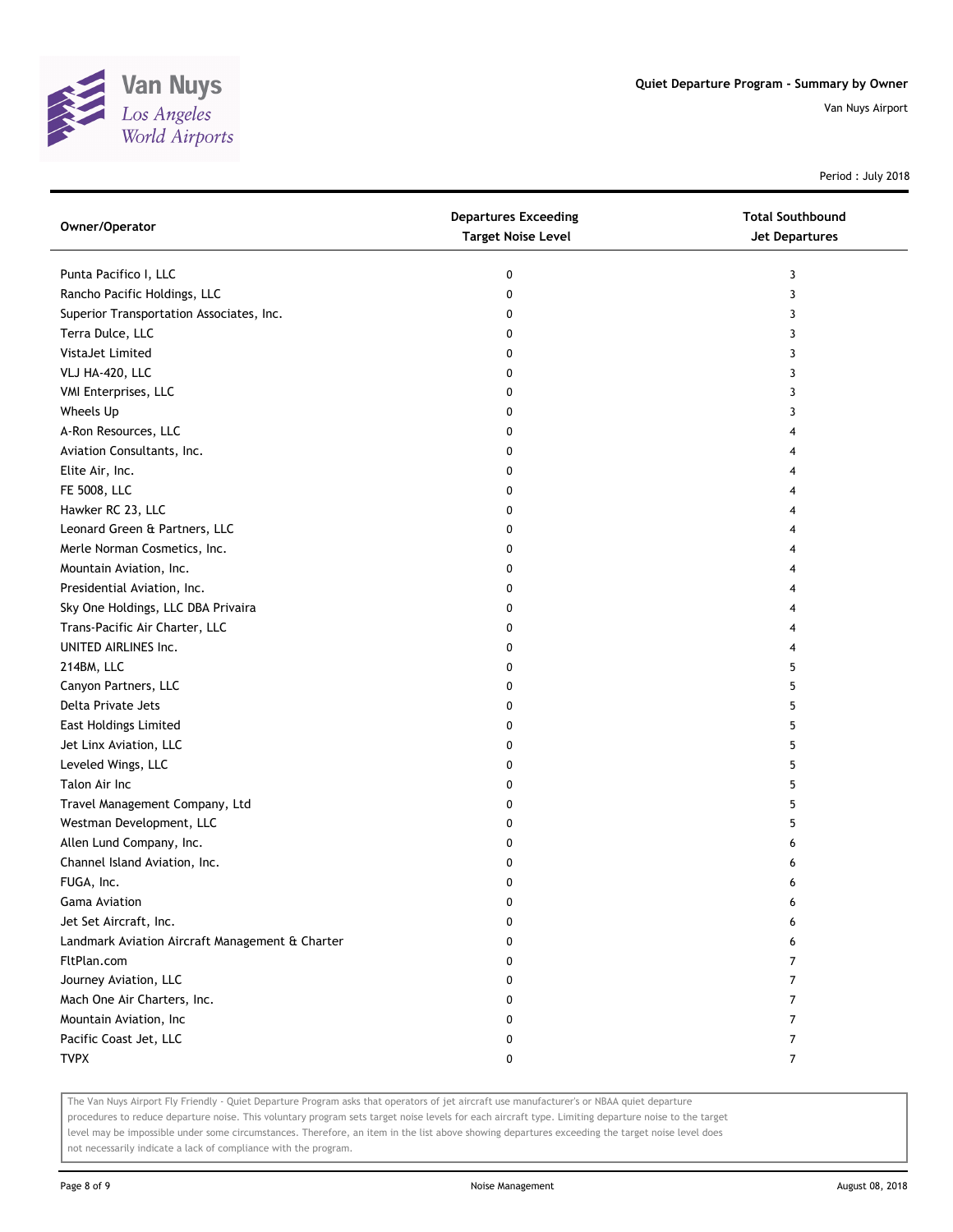Period : July 2018

| Owner/Operator | Departures Exceeding Target Noise Level | Total Southbound Jet Departures |
|---|---|---|
| Punta Pacifico I, LLC | 0 | 3 |
| Rancho Pacific Holdings, LLC | 0 | 3 |
| Superior Transportation Associates, Inc. | 0 | 3 |
| Terra Dulce, LLC | 0 | 3 |
| VistaJet Limited | 0 | 3 |
| VLJ HA-420, LLC | 0 | 3 |
| VMI Enterprises, LLC | 0 | 3 |
| Wheels Up | 0 | 3 |
| A-Ron Resources, LLC | 0 | 4 |
| Aviation Consultants, Inc. | 0 | 4 |
| Elite Air, Inc. | 0 | 4 |
| FE 5008, LLC | 0 | 4 |
| Hawker RC 23, LLC | 0 | 4 |
| Leonard Green & Partners, LLC | 0 | 4 |
| Merle Norman Cosmetics, Inc. | 0 | 4 |
| Mountain Aviation, Inc. | 0 | 4 |
| Presidential Aviation, Inc. | 0 | 4 |
| Sky One Holdings, LLC DBA Privaira | 0 | 4 |
| Trans-Pacific Air Charter, LLC | 0 | 4 |
| UNITED AIRLINES Inc. | 0 | 4 |
| 214BM, LLC | 0 | 5 |
| Canyon Partners, LLC | 0 | 5 |
| Delta Private Jets | 0 | 5 |
| East Holdings Limited | 0 | 5 |
| Jet Linx Aviation, LLC | 0 | 5 |
| Leveled Wings, LLC | 0 | 5 |
| Talon Air Inc | 0 | 5 |
| Travel Management Company, Ltd | 0 | 5 |
| Westman Development, LLC | 0 | 5 |
| Allen Lund Company, Inc. | 0 | 6 |
| Channel Island Aviation, Inc. | 0 | 6 |
| FUGA, Inc. | 0 | 6 |
| Gama Aviation | 0 | 6 |
| Jet Set Aircraft, Inc. | 0 | 6 |
| Landmark Aviation Aircraft Management & Charter | 0 | 6 |
| FltPlan.com | 0 | 7 |
| Journey Aviation, LLC | 0 | 7 |
| Mach One Air Charters, Inc. | 0 | 7 |
| Mountain Aviation, Inc | 0 | 7 |
| Pacific Coast Jet, LLC | 0 | 7 |
| TVPX | 0 | 7 |

The Van Nuys Airport Fly Friendly - Quiet Departure Program asks that operators of jet aircraft use manufacturer's or NBAA quiet departure procedures to reduce departure noise. This voluntary program sets target noise levels for each aircraft type. Limiting departure noise to the target level may be impossible under some circumstances. Therefore, an item in the list above showing departures exceeding the target noise level does not necessarily indicate a lack of compliance with the program.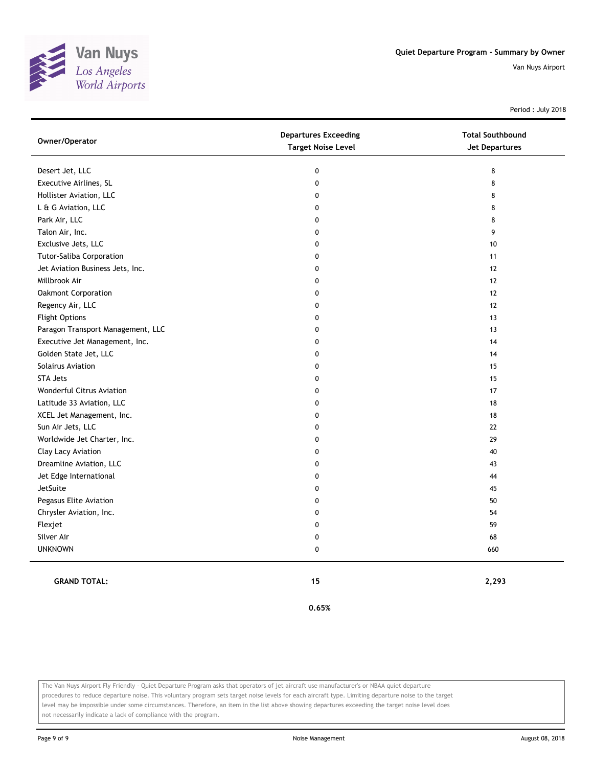## Quiet Departure Program - Summary by Owner

Van Nuys Airport

Period : July 2018

| Owner/Operator | Departures Exceeding Target Noise Level | Total Southbound Jet Departures |
|---|---|---|
| Desert Jet, LLC | 0 | 8 |
| Executive Airlines, SL | 0 | 8 |
| Hollister Aviation, LLC | 0 | 8 |
| L & G Aviation, LLC | 0 | 8 |
| Park Air, LLC | 0 | 8 |
| Talon Air, Inc. | 0 | 9 |
| Exclusive Jets, LLC | 0 | 10 |
| Tutor-Saliba Corporation | 0 | 11 |
| Jet Aviation Business Jets, Inc. | 0 | 12 |
| Millbrook Air | 0 | 12 |
| Oakmont Corporation | 0 | 12 |
| Regency Air, LLC | 0 | 12 |
| Flight Options | 0 | 13 |
| Paragon Transport Management, LLC | 0 | 13 |
| Executive Jet Management, Inc. | 0 | 14 |
| Golden State Jet, LLC | 0 | 14 |
| Solairus Aviation | 0 | 15 |
| STA Jets | 0 | 15 |
| Wonderful Citrus Aviation | 0 | 17 |
| Latitude 33 Aviation, LLC | 0 | 18 |
| XCEL Jet Management, Inc. | 0 | 18 |
| Sun Air Jets, LLC | 0 | 22 |
| Worldwide Jet Charter, Inc. | 0 | 29 |
| Clay Lacy Aviation | 0 | 40 |
| Dreamline Aviation, LLC | 0 | 43 |
| Jet Edge International | 0 | 44 |
| JetSuite | 0 | 45 |
| Pegasus Elite Aviation | 0 | 50 |
| Chrysler Aviation, Inc. | 0 | 54 |
| Flexjet | 0 | 59 |
| Silver Air | 0 | 68 |
| UNKNOWN | 0 | 660 |
| **GRAND TOTAL:** | **15** | **2,293** |
| | **0.65%** | |

The Van Nuys Airport Fly Friendly - Quiet Departure Program asks that operators of jet aircraft use manufacturer's or NBAA quiet departure procedures to reduce departure noise. This voluntary program sets target noise levels for each aircraft type. Limiting departure noise to the target level may be impossible under some circumstances. Therefore, an item in the list above showing departures exceeding the target noise level does not necessarily indicate a lack of compliance with the program.